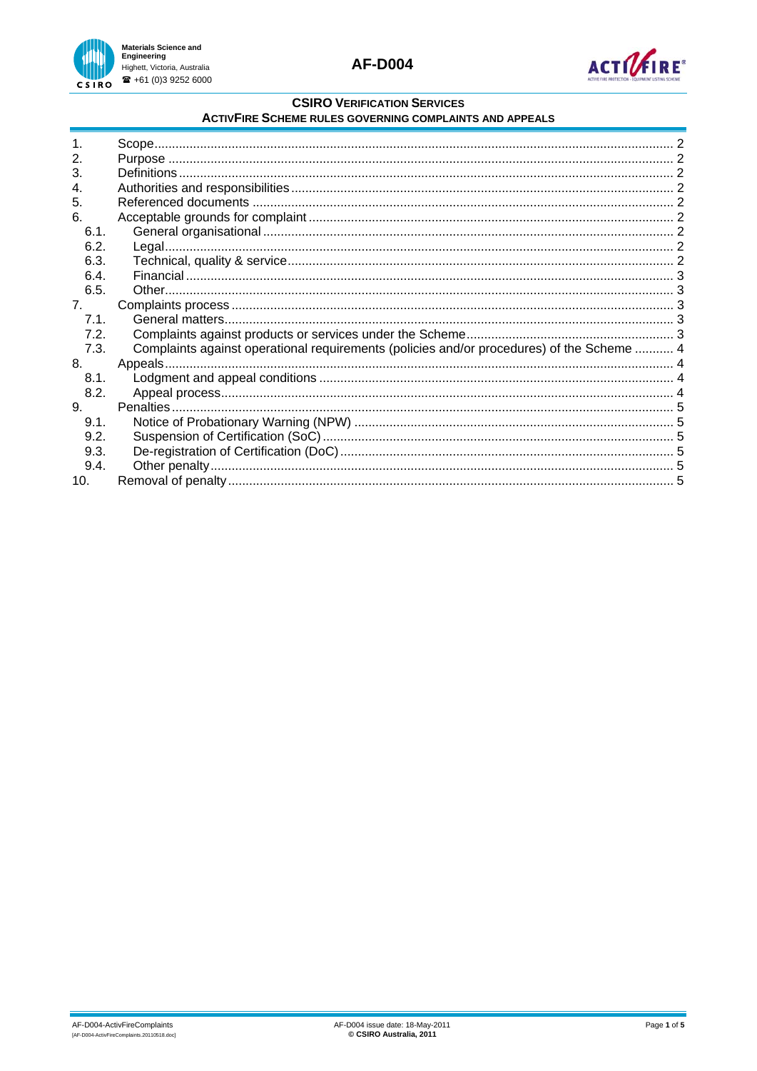# CSIRO VERIFICATION SERVICES

## ACTIVFIRE SCHEME RULES GOVERNING COMPLAINTS AND APPEALS

| | | |
|---|---|---|
| 1. | Scope | 2 |
| 2. | Purpose | 2 |
| 3. | Definitions | 2 |
| 4. | Authorities and responsibilities | 2 |
| 5. | Referenced documents | 2 |
| 6. | Acceptable grounds for complaint | 2 |
| 6.1. | General organisational | 2 |
| 6.2. | Legal | 2 |
| 6.3. | Technical, quality & service | 2 |
| 6.4. | Financial | 3 |
| 6.5. | Other | 3 |
| 7. | Complaints process | 3 |
| 7.1. | General matters | 3 |
| 7.2. | Complaints against products or services under the Scheme | 3 |
| 7.3. | Complaints against operational requirements (policies and/or procedures) of the Scheme | 4 |
| 8. | Appeals | 4 |
| 8.1. | Lodgment and appeal conditions | 4 |
| 8.2. | Appeal process | 4 |
| 9. | Penalties | 5 |
| 9.1. | Notice of Probationary Warning (NPW) | 5 |
| 9.2. | Suspension of Certification (SoC) | 5 |
| 9.3. | De-registration of Certification (DoC) | 5 |
| 9.4. | Other penalty | 5 |
| 10. | Removal of penalty | 5 |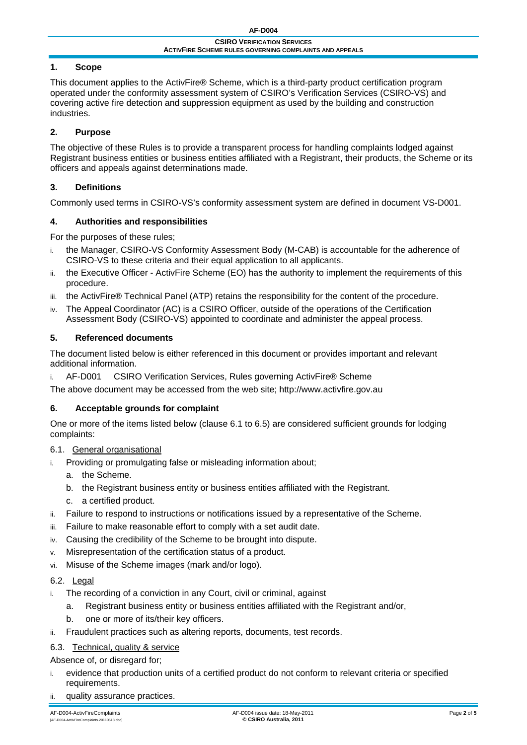## 1. Scope

This document applies to the ActivFire® Scheme, which is a third-party product certification program operated under the conformity assessment system of CSIRO's Verification Services (CSIRO-VS) and covering active fire detection and suppression equipment as used by the building and construction industries.

## 2. Purpose

The objective of these Rules is to provide a transparent process for handling complaints lodged against Registrant business entities or business entities affiliated with a Registrant, their products, the Scheme or its officers and appeals against determinations made.

## 3. Definitions

Commonly used terms in CSIRO-VS's conformity assessment system are defined in document VS-D001.

## 4. Authorities and responsibilities

For the purposes of these rules;

i. the Manager, CSIRO-VS Conformity Assessment Body (M-CAB) is accountable for the adherence of CSIRO-VS to these criteria and their equal application to all applicants.
ii. the Executive Officer - ActivFire Scheme (EO) has the authority to implement the requirements of this procedure.
iii. the ActivFire® Technical Panel (ATP) retains the responsibility for the content of the procedure.
iv. The Appeal Coordinator (AC) is a CSIRO Officer, outside of the operations of the Certification Assessment Body (CSIRO-VS) appointed to coordinate and administer the appeal process.

## 5. Referenced documents

The document listed below is either referenced in this document or provides important and relevant additional information.

i. AF-D001 CSIRO Verification Services, Rules governing ActivFire® Scheme

The above document may be accessed from the web site; http://www.activfire.gov.au

## 6. Acceptable grounds for complaint

One or more of the items listed below (clause 6.1 to 6.5) are considered sufficient grounds for lodging complaints:

### 6.1. General organisational

i. Providing or promulgating false or misleading information about;
   a. the Scheme.
   b. the Registrant business entity or business entities affiliated with the Registrant.
   c. a certified product.
ii. Failure to respond to instructions or notifications issued by a representative of the Scheme.
iii. Failure to make reasonable effort to comply with a set audit date.
iv. Causing the credibility of the Scheme to be brought into dispute.
v. Misrepresentation of the certification status of a product.
vi. Misuse of the Scheme images (mark and/or logo).

### 6.2. Legal

i. The recording of a conviction in any Court, civil or criminal, against
   a. Registrant business entity or business entities affiliated with the Registrant and/or,
   b. one or more of its/their key officers.
ii. Fraudulent practices such as altering reports, documents, test records.

### 6.3. Technical, quality & service

Absence of, or disregard for;

i. evidence that production units of a certified product do not conform to relevant criteria or specified requirements.
ii. quality assurance practices.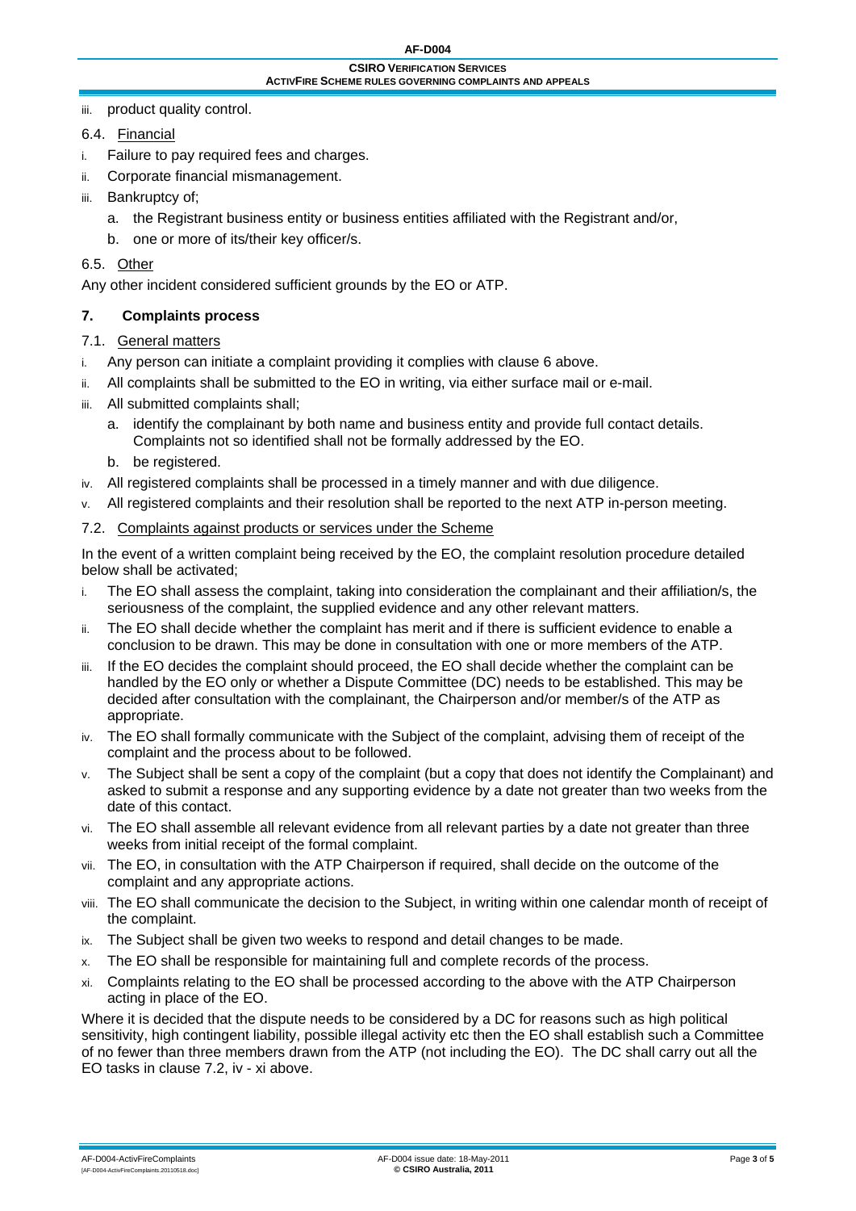iii. product quality control.

6.4. Financial

i. Failure to pay required fees and charges.

ii. Corporate financial mismanagement.

iii. Bankruptcy of;

   a. the Registrant business entity or business entities affiliated with the Registrant and/or,

   b. one or more of its/their key officer/s.

6.5. Other

Any other incident considered sufficient grounds by the EO or ATP.

## 7. Complaints process

7.1. General matters

i. Any person can initiate a complaint providing it complies with clause 6 above.

ii. All complaints shall be submitted to the EO in writing, via either surface mail or e-mail.

iii. All submitted complaints shall;

   a. identify the complainant by both name and business entity and provide full contact details. Complaints not so identified shall not be formally addressed by the EO.

   b. be registered.

iv. All registered complaints shall be processed in a timely manner and with due diligence.

v. All registered complaints and their resolution shall be reported to the next ATP in-person meeting.

7.2. Complaints against products or services under the Scheme

In the event of a written complaint being received by the EO, the complaint resolution procedure detailed below shall be activated;

i. The EO shall assess the complaint, taking into consideration the complainant and their affiliation/s, the seriousness of the complaint, the supplied evidence and any other relevant matters.

ii. The EO shall decide whether the complaint has merit and if there is sufficient evidence to enable a conclusion to be drawn. This may be done in consultation with one or more members of the ATP.

iii. If the EO decides the complaint should proceed, the EO shall decide whether the complaint can be handled by the EO only or whether a Dispute Committee (DC) needs to be established. This may be decided after consultation with the complainant, the Chairperson and/or member/s of the ATP as appropriate.

iv. The EO shall formally communicate with the Subject of the complaint, advising them of receipt of the complaint and the process about to be followed.

v. The Subject shall be sent a copy of the complaint (but a copy that does not identify the Complainant) and asked to submit a response and any supporting evidence by a date not greater than two weeks from the date of this contact.

vi. The EO shall assemble all relevant evidence from all relevant parties by a date not greater than three weeks from initial receipt of the formal complaint.

vii. The EO, in consultation with the ATP Chairperson if required, shall decide on the outcome of the complaint and any appropriate actions.

viii. The EO shall communicate the decision to the Subject, in writing within one calendar month of receipt of the complaint.

ix. The Subject shall be given two weeks to respond and detail changes to be made.

x. The EO shall be responsible for maintaining full and complete records of the process.

xi. Complaints relating to the EO shall be processed according to the above with the ATP Chairperson acting in place of the EO.

Where it is decided that the dispute needs to be considered by a DC for reasons such as high political sensitivity, high contingent liability, possible illegal activity etc then the EO shall establish such a Committee of no fewer than three members drawn from the ATP (not including the EO). The DC shall carry out all the EO tasks in clause 7.2, iv - xi above.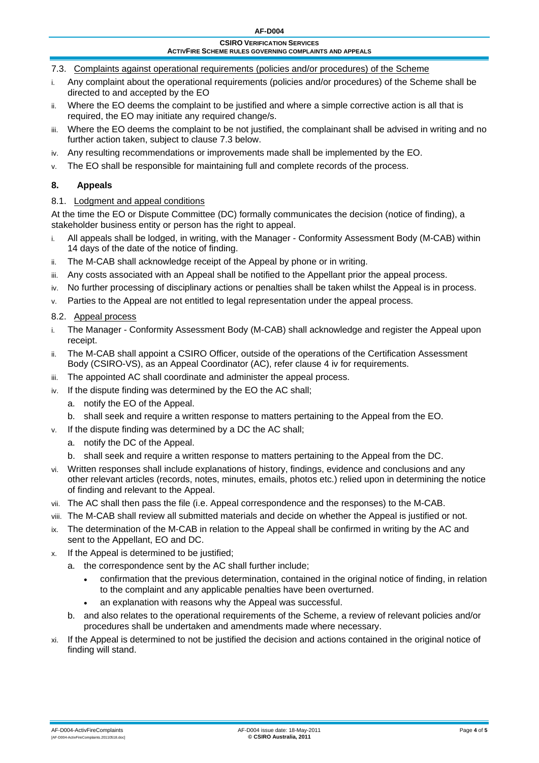### 7.3. Complaints against operational requirements (policies and/or procedures) of the Scheme

i. Any complaint about the operational requirements (policies and/or procedures) of the Scheme shall be directed to and accepted by the EO

ii. Where the EO deems the complaint to be justified and where a simple corrective action is all that is required, the EO may initiate any required change/s.

iii. Where the EO deems the complaint to be not justified, the complainant shall be advised in writing and no further action taken, subject to clause 7.3 below.

iv. Any resulting recommendations or improvements made shall be implemented by the EO.

v. The EO shall be responsible for maintaining full and complete records of the process.

## 8. Appeals

### 8.1. Lodgment and appeal conditions

At the time the EO or Dispute Committee (DC) formally communicates the decision (notice of finding), a stakeholder business entity or person has the right to appeal.

i. All appeals shall be lodged, in writing, with the Manager - Conformity Assessment Body (M-CAB) within 14 days of the date of the notice of finding.

ii. The M-CAB shall acknowledge receipt of the Appeal by phone or in writing.

iii. Any costs associated with an Appeal shall be notified to the Appellant prior the appeal process.

iv. No further processing of disciplinary actions or penalties shall be taken whilst the Appeal is in process.

v. Parties to the Appeal are not entitled to legal representation under the appeal process.

### 8.2. Appeal process

i. The Manager - Conformity Assessment Body (M-CAB) shall acknowledge and register the Appeal upon receipt.

ii. The M-CAB shall appoint a CSIRO Officer, outside of the operations of the Certification Assessment Body (CSIRO-VS), as an Appeal Coordinator (AC), refer clause 4 iv for requirements.

iii. The appointed AC shall coordinate and administer the appeal process.

iv. If the dispute finding was determined by the EO the AC shall;
   a. notify the EO of the Appeal.
   b. shall seek and require a written response to matters pertaining to the Appeal from the EO.

v. If the dispute finding was determined by a DC the AC shall;
   a. notify the DC of the Appeal.
   b. shall seek and require a written response to matters pertaining to the Appeal from the DC.

vi. Written responses shall include explanations of history, findings, evidence and conclusions and any other relevant articles (records, notes, minutes, emails, photos etc.) relied upon in determining the notice of finding and relevant to the Appeal.

vii. The AC shall then pass the file (i.e. Appeal correspondence and the responses) to the M-CAB.

viii. The M-CAB shall review all submitted materials and decide on whether the Appeal is justified or not.

ix. The determination of the M-CAB in relation to the Appeal shall be confirmed in writing by the AC and sent to the Appellant, EO and DC.

x. If the Appeal is determined to be justified;
   a. the correspondence sent by the AC shall further include;
      - confirmation that the previous determination, contained in the original notice of finding, in relation to the complaint and any applicable penalties have been overturned.
      - an explanation with reasons why the Appeal was successful.
   b. and also relates to the operational requirements of the Scheme, a review of relevant policies and/or procedures shall be undertaken and amendments made where necessary.

xi. If the Appeal is determined to not be justified the decision and actions contained in the original notice of finding will stand.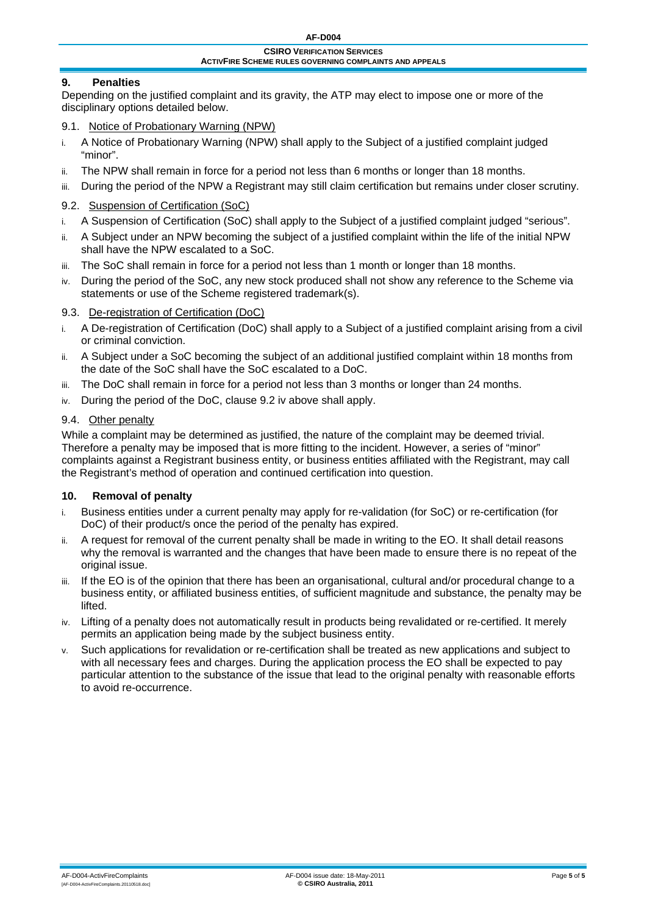## 9. Penalties

Depending on the justified complaint and its gravity, the ATP may elect to impose one or more of the disciplinary options detailed below.

### 9.1. Notice of Probationary Warning (NPW)

i. A Notice of Probationary Warning (NPW) shall apply to the Subject of a justified complaint judged "minor".

ii. The NPW shall remain in force for a period not less than 6 months or longer than 18 months.

iii. During the period of the NPW a Registrant may still claim certification but remains under closer scrutiny.

### 9.2. Suspension of Certification (SoC)

i. A Suspension of Certification (SoC) shall apply to the Subject of a justified complaint judged "serious".

ii. A Subject under an NPW becoming the subject of a justified complaint within the life of the initial NPW shall have the NPW escalated to a SoC.

iii. The SoC shall remain in force for a period not less than 1 month or longer than 18 months.

iv. During the period of the SoC, any new stock produced shall not show any reference to the Scheme via statements or use of the Scheme registered trademark(s).

### 9.3. De-registration of Certification (DoC)

i. A De-registration of Certification (DoC) shall apply to a Subject of a justified complaint arising from a civil or criminal conviction.

ii. A Subject under a SoC becoming the subject of an additional justified complaint within 18 months from the date of the SoC shall have the SoC escalated to a DoC.

iii. The DoC shall remain in force for a period not less than 3 months or longer than 24 months.

iv. During the period of the DoC, clause 9.2 iv above shall apply.

### 9.4. Other penalty

While a complaint may be determined as justified, the nature of the complaint may be deemed trivial. Therefore a penalty may be imposed that is more fitting to the incident. However, a series of "minor" complaints against a Registrant business entity, or business entities affiliated with the Registrant, may call the Registrant's method of operation and continued certification into question.

## 10. Removal of penalty

i. Business entities under a current penalty may apply for re-validation (for SoC) or re-certification (for DoC) of their product/s once the period of the penalty has expired.

ii. A request for removal of the current penalty shall be made in writing to the EO. It shall detail reasons why the removal is warranted and the changes that have been made to ensure there is no repeat of the original issue.

iii. If the EO is of the opinion that there has been an organisational, cultural and/or procedural change to a business entity, or affiliated business entities, of sufficient magnitude and substance, the penalty may be lifted.

iv. Lifting of a penalty does not automatically result in products being revalidated or re-certified. It merely permits an application being made by the subject business entity.

v. Such applications for revalidation or re-certification shall be treated as new applications and subject to with all necessary fees and charges. During the application process the EO shall be expected to pay particular attention to the substance of the issue that lead to the original penalty with reasonable efforts to avoid re-occurrence.